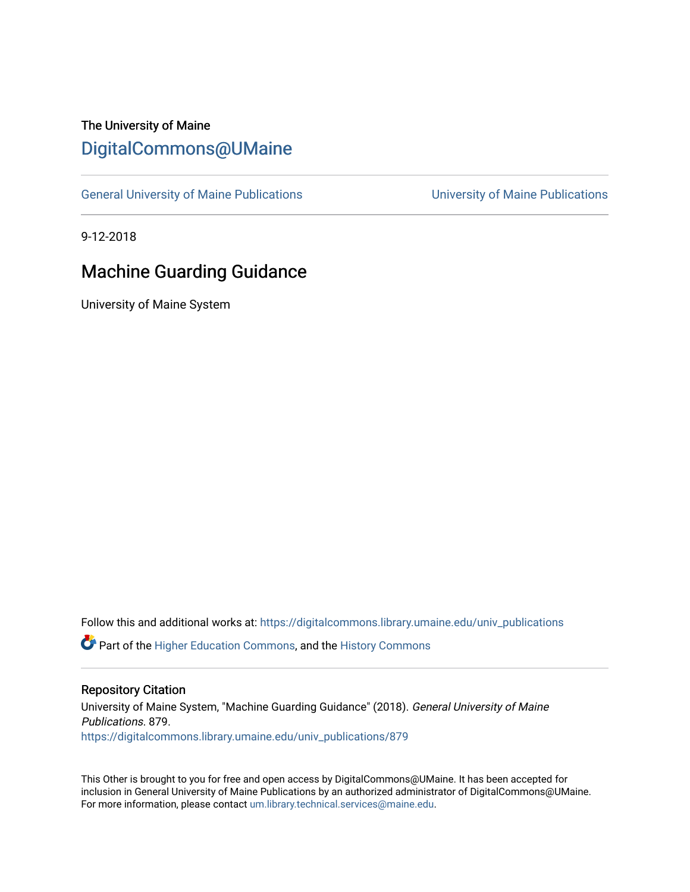The University of Maine

# DigitalCommons@UMaine

General University of Maine Publications | University of Maine Publications

9-12-2018

## Machine Guarding Guidance

University of Maine System

Follow this and additional works at: https://digitalcommons.library.umaine.edu/univ_publications

Part of the Higher Education Commons, and the History Commons

### Repository Citation

University of Maine System, "Machine Guarding Guidance" (2018). *General University of Maine Publications*. 879.
https://digitalcommons.library.umaine.edu/univ_publications/879

This Other is brought to you for free and open access by DigitalCommons@UMaine. It has been accepted for inclusion in General University of Maine Publications by an authorized administrator of DigitalCommons@UMaine. For more information, please contact um.library.technical.services@maine.edu.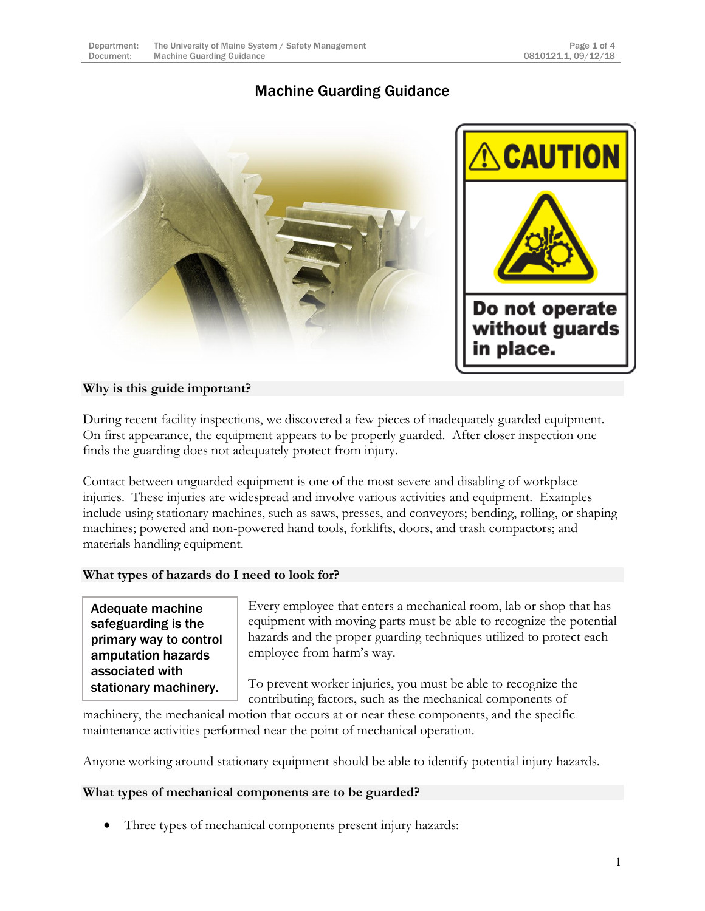# Machine Guarding Guidance

## Why is this guide important?

During recent facility inspections, we discovered a few pieces of inadequately guarded equipment. On first appearance, the equipment appears to be properly guarded. After closer inspection one finds the guarding does not adequately protect from injury.

Contact between unguarded equipment is one of the most severe and disabling of workplace injuries. These injuries are widespread and involve various activities and equipment. Examples include using stationary machines, such as saws, presses, and conveyors; bending, rolling, or shaping machines; powered and non-powered hand tools, forklifts, doors, and trash compactors; and materials handling equipment.

## What types of hazards do I need to look for?

**Adequate machine safeguarding is the primary way to control amputation hazards associated with stationary machinery.**

Every employee that enters a mechanical room, lab or shop that has equipment with moving parts must be able to recognize the potential hazards and the proper guarding techniques utilized to protect each employee from harm's way.

To prevent worker injuries, you must be able to recognize the contributing factors, such as the mechanical components of machinery, the mechanical motion that occurs at or near these components, and the specific maintenance activities performed near the point of mechanical operation.

Anyone working around stationary equipment should be able to identify potential injury hazards.

## What types of mechanical components are to be guarded?

- Three types of mechanical components present injury hazards: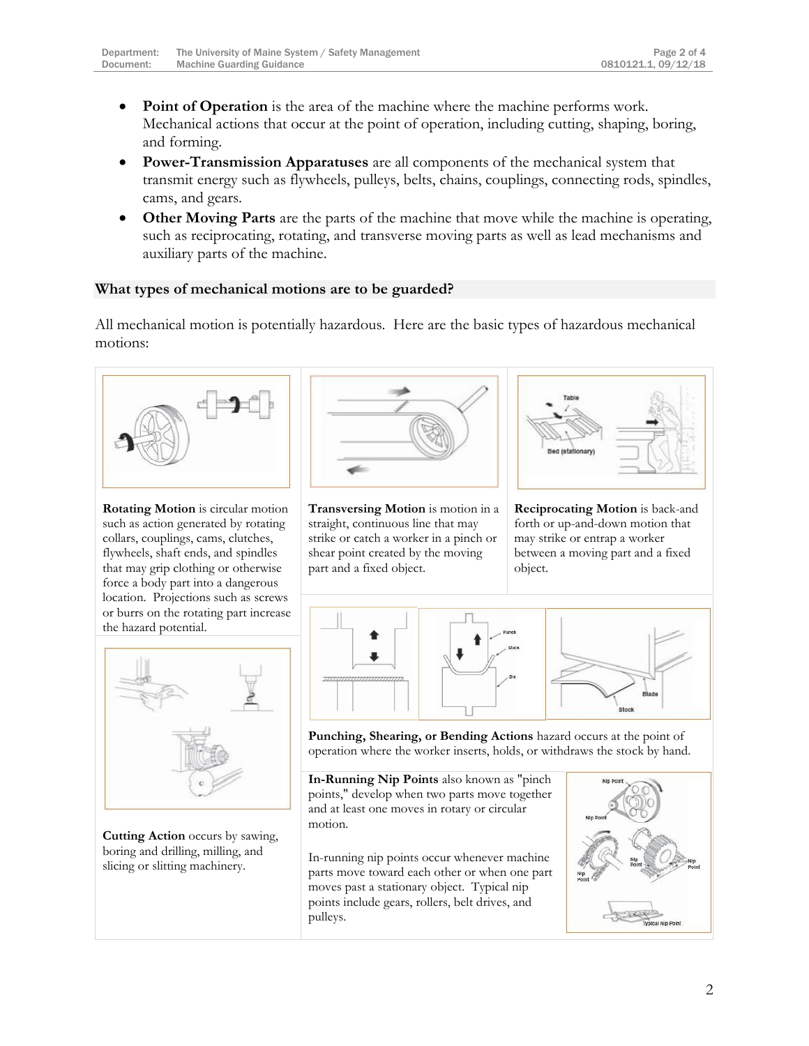- **Point of Operation** is the area of the machine where the machine performs work. Mechanical actions that occur at the point of operation, including cutting, shaping, boring, and forming.
- **Power-Transmission Apparatuses** are all components of the mechanical system that transmit energy such as flywheels, pulleys, belts, chains, couplings, connecting rods, spindles, cams, and gears.
- **Other Moving Parts** are the parts of the machine that move while the machine is operating, such as reciprocating, rotating, and transverse moving parts as well as lead mechanisms and auxiliary parts of the machine.

### What types of mechanical motions are to be guarded?

All mechanical motion is potentially hazardous. Here are the basic types of hazardous mechanical motions:

**Rotating Motion** is circular motion such as action generated by rotating collars, couplings, cams, clutches, flywheels, shaft ends, and spindles that may grip clothing or otherwise force a body part into a dangerous location. Projections such as screws or burrs on the rotating part increase the hazard potential.

**Transversing Motion** is motion in a straight, continuous line that may strike or catch a worker in a pinch or shear point created by the moving part and a fixed object.

**Reciprocating Motion** is back-and forth or up-and-down motion that may strike or entrap a worker between a moving part and a fixed object.

**Cutting Action** occurs by sawing, boring and drilling, milling, and slicing or slitting machinery.

**Punching, Shearing, or Bending Actions** hazard occurs at the point of operation where the worker inserts, holds, or withdraws the stock by hand.

**In-Running Nip Points** also known as "pinch points," develop when two parts move together and at least one moves in rotary or circular motion.

In-running nip points occur whenever machine parts move toward each other or when one part moves past a stationary object. Typical nip points include gears, rollers, belt drives, and pulleys.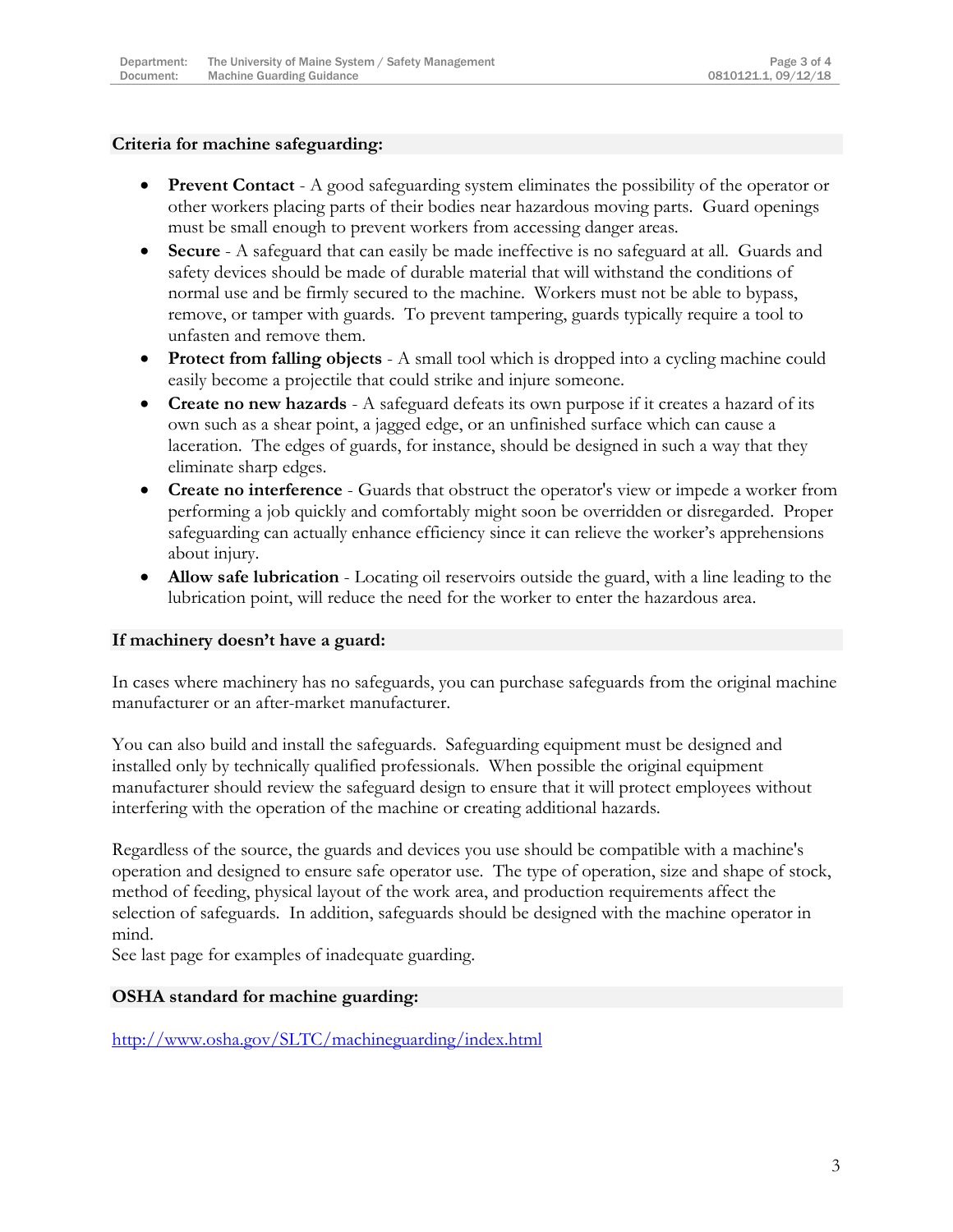## Criteria for machine safeguarding:

- **Prevent Contact** - A good safeguarding system eliminates the possibility of the operator or other workers placing parts of their bodies near hazardous moving parts. Guard openings must be small enough to prevent workers from accessing danger areas.
- **Secure** - A safeguard that can easily be made ineffective is no safeguard at all. Guards and safety devices should be made of durable material that will withstand the conditions of normal use and be firmly secured to the machine. Workers must not be able to bypass, remove, or tamper with guards. To prevent tampering, guards typically require a tool to unfasten and remove them.
- **Protect from falling objects** - A small tool which is dropped into a cycling machine could easily become a projectile that could strike and injure someone.
- **Create no new hazards** - A safeguard defeats its own purpose if it creates a hazard of its own such as a shear point, a jagged edge, or an unfinished surface which can cause a laceration. The edges of guards, for instance, should be designed in such a way that they eliminate sharp edges.
- **Create no interference** - Guards that obstruct the operator's view or impede a worker from performing a job quickly and comfortably might soon be overridden or disregarded. Proper safeguarding can actually enhance efficiency since it can relieve the worker's apprehensions about injury.
- **Allow safe lubrication** - Locating oil reservoirs outside the guard, with a line leading to the lubrication point, will reduce the need for the worker to enter the hazardous area.

## If machinery doesn't have a guard:

In cases where machinery has no safeguards, you can purchase safeguards from the original machine manufacturer or an after-market manufacturer.

You can also build and install the safeguards. Safeguarding equipment must be designed and installed only by technically qualified professionals. When possible the original equipment manufacturer should review the safeguard design to ensure that it will protect employees without interfering with the operation of the machine or creating additional hazards.

Regardless of the source, the guards and devices you use should be compatible with a machine's operation and designed to ensure safe operator use. The type of operation, size and shape of stock, method of feeding, physical layout of the work area, and production requirements affect the selection of safeguards. In addition, safeguards should be designed with the machine operator in mind.
See last page for examples of inadequate guarding.

## OSHA standard for machine guarding:

http://www.osha.gov/SLTC/machineguarding/index.html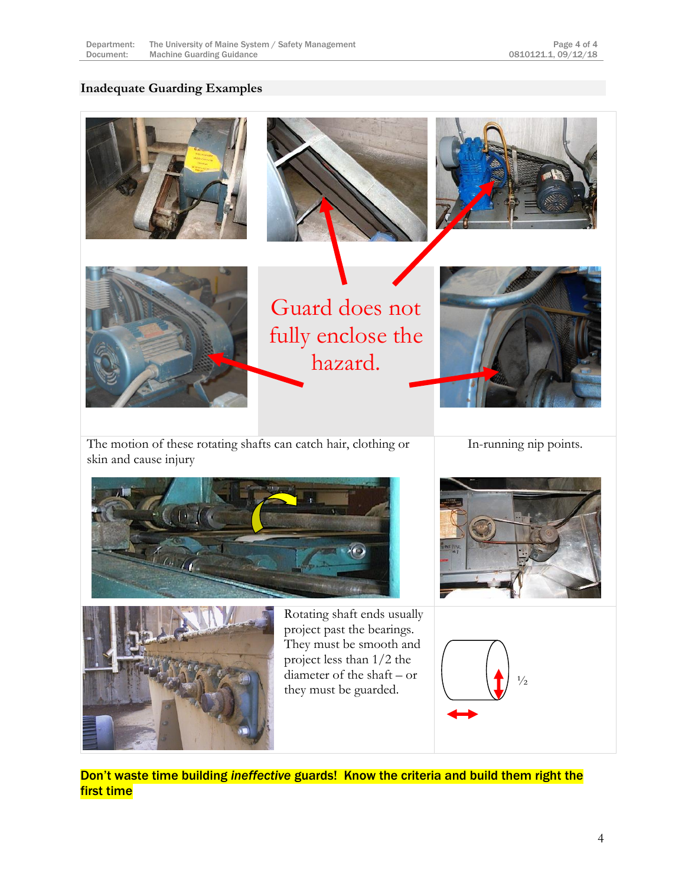## Inadequate Guarding Examples

Guard does not fully enclose the hazard.

The motion of these rotating shafts can catch hair, clothing or skin and cause injury

In-running nip points.

Rotating shaft ends usually project past the bearings. They must be smooth and project less than 1/2 the diameter of the shaft – or they must be guarded.

½

**Don't waste time building *ineffective* guards! Know the criteria and build them right the first time**